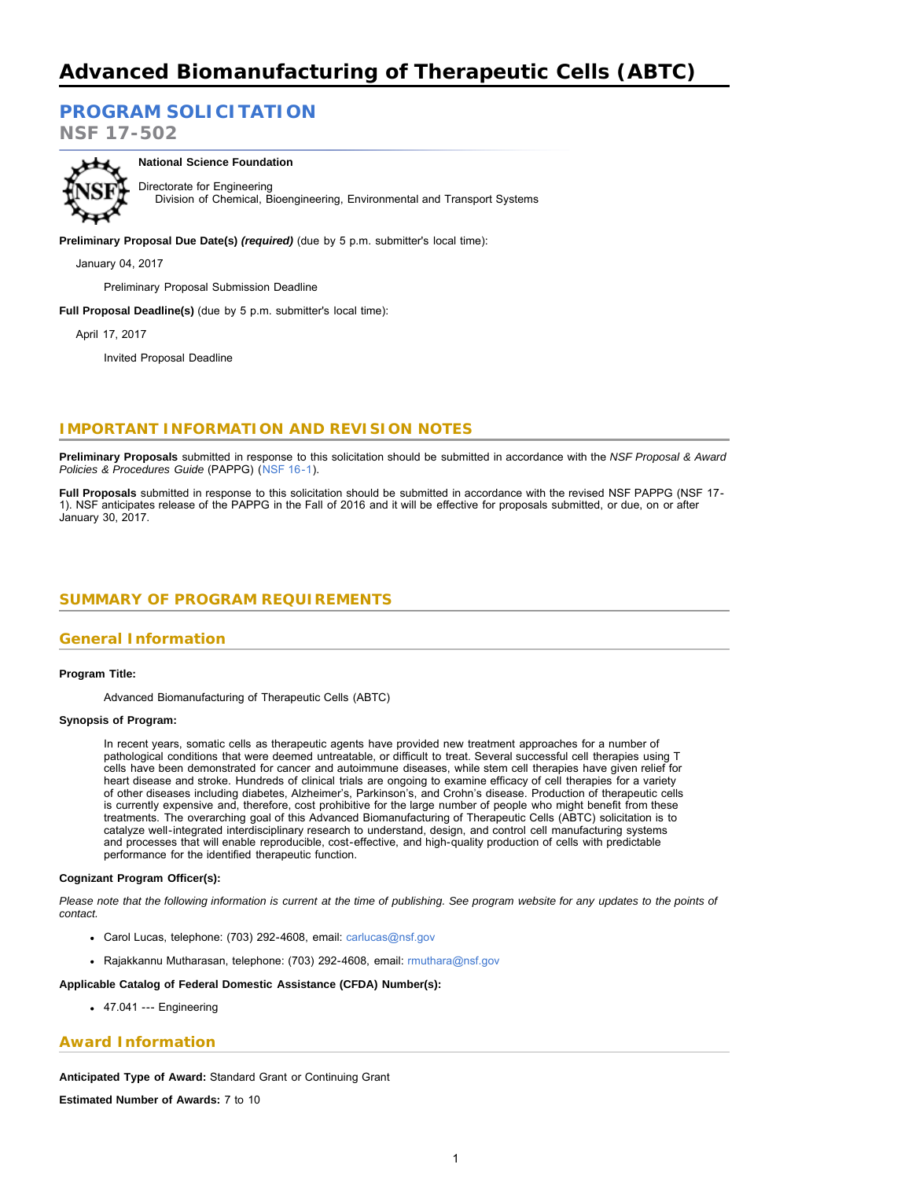# Advanced Biomanufacturing of Therapeutic Cells (ABTC)

## PROGRAM SOLICITATION

### NSF 17-502

**National Science Foundation**

Directorate for Engineering
    Division of Chemical, Bioengineering, Environmental and Transport Systems

**Preliminary Proposal Due Date(s)** ***(required)*** (due by 5 p.m. submitter's local time):

January 04, 2017

Preliminary Proposal Submission Deadline

**Full Proposal Deadline(s)** (due by 5 p.m. submitter's local time):

April 17, 2017

Invited Proposal Deadline

## IMPORTANT INFORMATION AND REVISION NOTES

**Preliminary Proposals** submitted in response to this solicitation should be submitted in accordance with the *NSF Proposal & Award Policies & Procedures Guide* (PAPPG) (NSF 16-1).

**Full Proposals** submitted in response to this solicitation should be submitted in accordance with the revised NSF PAPPG (NSF 17-1). NSF anticipates release of the PAPPG in the Fall of 2016 and it will be effective for proposals submitted, or due, on or after January 30, 2017.

## SUMMARY OF PROGRAM REQUIREMENTS

### General Information

**Program Title:**

Advanced Biomanufacturing of Therapeutic Cells (ABTC)

**Synopsis of Program:**

In recent years, somatic cells as therapeutic agents have provided new treatment approaches for a number of pathological conditions that were deemed untreatable, or difficult to treat. Several successful cell therapies using T cells have been demonstrated for cancer and autoimmune diseases, while stem cell therapies have given relief for heart disease and stroke. Hundreds of clinical trials are ongoing to examine efficacy of cell therapies for a variety of other diseases including diabetes, Alzheimer's, Parkinson's, and Crohn's disease. Production of therapeutic cells is currently expensive and, therefore, cost prohibitive for the large number of people who might benefit from these treatments. The overarching goal of this Advanced Biomanufacturing of Therapeutic Cells (ABTC) solicitation is to catalyze well-integrated interdisciplinary research to understand, design, and control cell manufacturing systems and processes that will enable reproducible, cost-effective, and high-quality production of cells with predictable performance for the identified therapeutic function.

**Cognizant Program Officer(s):**

*Please note that the following information is current at the time of publishing. See program website for any updates to the points of contact.*

- Carol Lucas, telephone: (703) 292-4608, email: carlucas@nsf.gov
- Rajakkannu Mutharasan, telephone: (703) 292-4608, email: rmuthara@nsf.gov

**Applicable Catalog of Federal Domestic Assistance (CFDA) Number(s):**

- 47.041 --- Engineering

### Award Information

**Anticipated Type of Award:** Standard Grant or Continuing Grant

**Estimated Number of Awards:** 7 to 10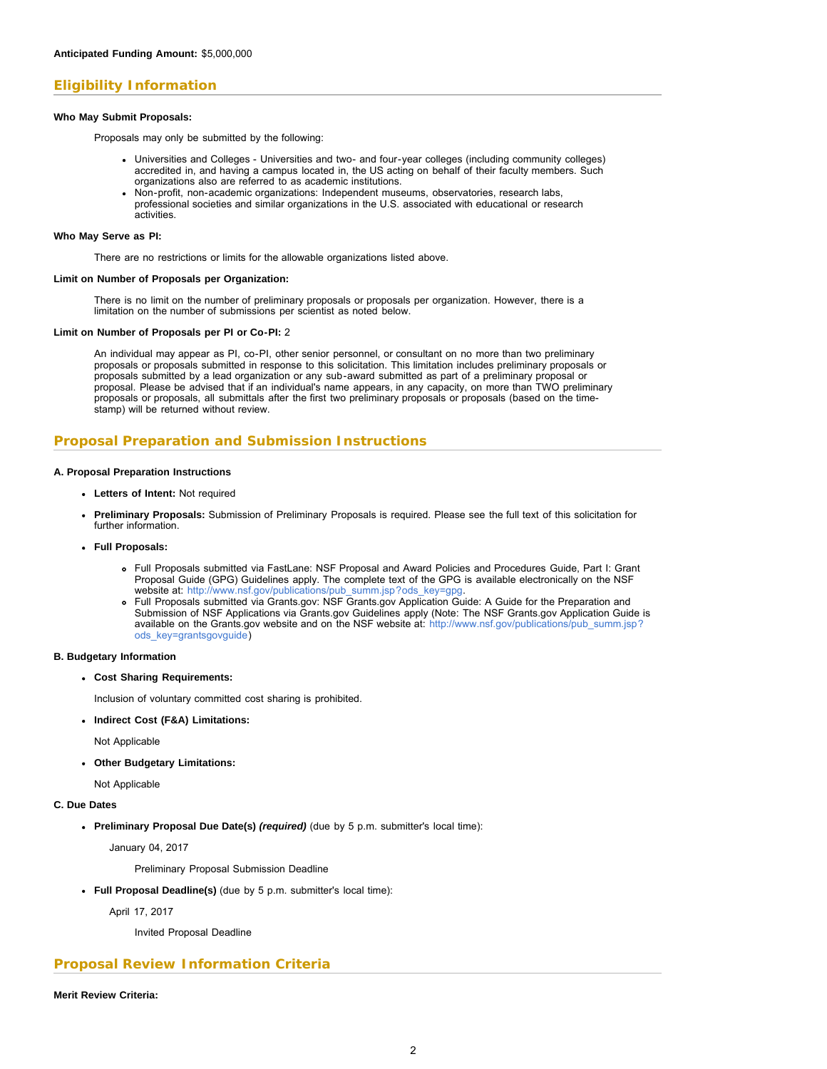**Anticipated Funding Amount:** $5,000,000

## Eligibility Information

**Who May Submit Proposals:**

Proposals may only be submitted by the following:

- Universities and Colleges - Universities and two- and four-year colleges (including community colleges) accredited in, and having a campus located in, the US acting on behalf of their faculty members. Such organizations also are referred to as academic institutions.
- Non-profit, non-academic organizations: Independent museums, observatories, research labs, professional societies and similar organizations in the U.S. associated with educational or research activities.

**Who May Serve as PI:**

There are no restrictions or limits for the allowable organizations listed above.

**Limit on Number of Proposals per Organization:**

There is no limit on the number of preliminary proposals or proposals per organization. However, there is a limitation on the number of submissions per scientist as noted below.

**Limit on Number of Proposals per PI or Co-PI:** 2

An individual may appear as PI, co-PI, other senior personnel, or consultant on no more than two preliminary proposals or proposals submitted in response to this solicitation. This limitation includes preliminary proposals or proposals submitted by a lead organization or any sub-award submitted as part of a preliminary proposal or proposal. Please be advised that if an individual's name appears, in any capacity, on more than TWO preliminary proposals or proposals, all submittals after the first two preliminary proposals or proposals (based on the time-stamp) will be returned without review.

## Proposal Preparation and Submission Instructions

**A. Proposal Preparation Instructions**

- **Letters of Intent:** Not required
- **Preliminary Proposals:** Submission of Preliminary Proposals is required. Please see the full text of this solicitation for further information.
- **Full Proposals:**
  - Full Proposals submitted via FastLane: NSF Proposal and Award Policies and Procedures Guide, Part I: Grant Proposal Guide (GPG) Guidelines apply. The complete text of the GPG is available electronically on the NSF website at: http://www.nsf.gov/publications/pub_summ.jsp?ods_key=gpg.
  - Full Proposals submitted via Grants.gov: NSF Grants.gov Application Guide: A Guide for the Preparation and Submission of NSF Applications via Grants.gov Guidelines apply (Note: The NSF Grants.gov Application Guide is available on the Grants.gov website and on the NSF website at: http://www.nsf.gov/publications/pub_summ.jsp?ods_key=grantsgovguide)

**B. Budgetary Information**

- **Cost Sharing Requirements:**

  Inclusion of voluntary committed cost sharing is prohibited.

- **Indirect Cost (F&A) Limitations:**

  Not Applicable

- **Other Budgetary Limitations:**

  Not Applicable

**C. Due Dates**

- **Preliminary Proposal Due Date(s)** ***(required)*** (due by 5 p.m. submitter's local time):

  January 04, 2017

  Preliminary Proposal Submission Deadline

- **Full Proposal Deadline(s)** (due by 5 p.m. submitter's local time):

  April 17, 2017

  Invited Proposal Deadline

## Proposal Review Information Criteria

**Merit Review Criteria:**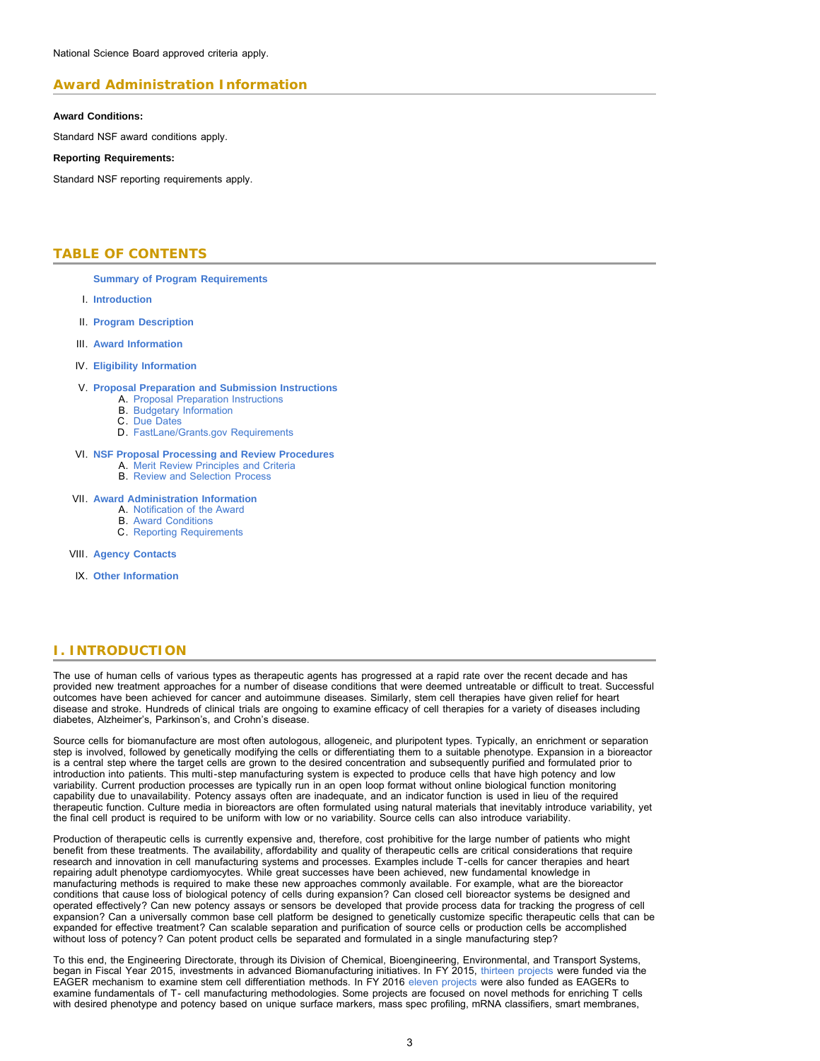National Science Board approved criteria apply.

## Award Administration Information

**Award Conditions:**

Standard NSF award conditions apply.

**Reporting Requirements:**

Standard NSF reporting requirements apply.

## TABLE OF CONTENTS

**Summary of Program Requirements**

I. **Introduction**

II. **Program Description**

III. **Award Information**

IV. **Eligibility Information**

V. **Proposal Preparation and Submission Instructions**
   A. Proposal Preparation Instructions
   B. Budgetary Information
   C. Due Dates
   D. FastLane/Grants.gov Requirements

VI. **NSF Proposal Processing and Review Procedures**
   A. Merit Review Principles and Criteria
   B. Review and Selection Process

VII. **Award Administration Information**
   A. Notification of the Award
   B. Award Conditions
   C. Reporting Requirements

VIII. **Agency Contacts**

IX. **Other Information**

## I. INTRODUCTION

The use of human cells of various types as therapeutic agents has progressed at a rapid rate over the recent decade and has provided new treatment approaches for a number of disease conditions that were deemed untreatable or difficult to treat. Successful outcomes have been achieved for cancer and autoimmune diseases. Similarly, stem cell therapies have given relief for heart disease and stroke. Hundreds of clinical trials are ongoing to examine efficacy of cell therapies for a variety of diseases including diabetes, Alzheimer's, Parkinson's, and Crohn's disease.

Source cells for biomanufacture are most often autologous, allogeneic, and pluripotent types. Typically, an enrichment or separation step is involved, followed by genetically modifying the cells or differentiating them to a suitable phenotype. Expansion in a bioreactor is a central step where the target cells are grown to the desired concentration and subsequently purified and formulated prior to introduction into patients. This multi-step manufacturing system is expected to produce cells that have high potency and low variability. Current production processes are typically run in an open loop format without online biological function monitoring capability due to unavailability. Potency assays often are inadequate, and an indicator function is used in lieu of the required therapeutic function. Culture media in bioreactors are often formulated using natural materials that inevitably introduce variability, yet the final cell product is required to be uniform with low or no variability. Source cells can also introduce variability.

Production of therapeutic cells is currently expensive and, therefore, cost prohibitive for the large number of patients who might benefit from these treatments. The availability, affordability and quality of therapeutic cells are critical considerations that require research and innovation in cell manufacturing systems and processes. Examples include T-cells for cancer therapies and heart repairing adult phenotype cardiomyocytes. While great successes have been achieved, new fundamental knowledge in manufacturing methods is required to make these new approaches commonly available. For example, what are the bioreactor conditions that cause loss of biological potency of cells during expansion? Can closed cell bioreactor systems be designed and operated effectively? Can new potency assays or sensors be developed that provide process data for tracking the progress of cell expansion? Can a universally common base cell platform be designed to genetically customize specific therapeutic cells that can be expanded for effective treatment? Can scalable separation and purification of source cells or production cells be accomplished without loss of potency? Can potent product cells be separated and formulated in a single manufacturing step?

To this end, the Engineering Directorate, through its Division of Chemical, Bioengineering, Environmental, and Transport Systems, began in Fiscal Year 2015, investments in advanced Biomanufacturing initiatives. In FY 2015, thirteen projects were funded via the EAGER mechanism to examine stem cell differentiation methods. In FY 2016 eleven projects were also funded as EAGERs to examine fundamentals of T- cell manufacturing methodologies. Some projects are focused on novel methods for enriching T cells with desired phenotype and potency based on unique surface markers, mass spec profiling, mRNA classifiers, smart membranes,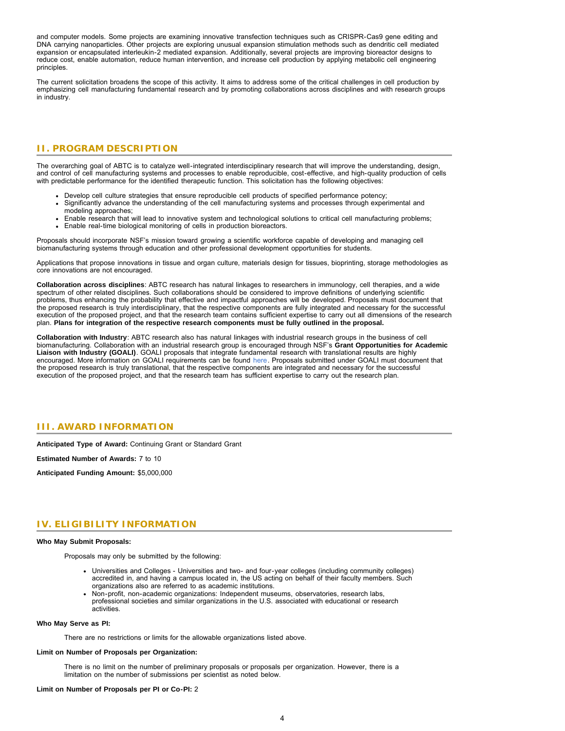and computer models. Some projects are examining innovative transfection techniques such as CRISPR-Cas9 gene editing and DNA carrying nanoparticles. Other projects are exploring unusual expansion stimulation methods such as dendritic cell mediated expansion or encapsulated interleukin-2 mediated expansion. Additionally, several projects are improving bioreactor designs to reduce cost, enable automation, reduce human intervention, and increase cell production by applying metabolic cell engineering principles.

The current solicitation broadens the scope of this activity. It aims to address some of the critical challenges in cell production by emphasizing cell manufacturing fundamental research and by promoting collaborations across disciplines and with research groups in industry.

## II. PROGRAM DESCRIPTION

The overarching goal of ABTC is to catalyze well-integrated interdisciplinary research that will improve the understanding, design, and control of cell manufacturing systems and processes to enable reproducible, cost-effective, and high-quality production of cells with predictable performance for the identified therapeutic function. This solicitation has the following objectives:

- Develop cell culture strategies that ensure reproducible cell products of specified performance potency;
- Significantly advance the understanding of the cell manufacturing systems and processes through experimental and modeling approaches;
- Enable research that will lead to innovative system and technological solutions to critical cell manufacturing problems;
- Enable real-time biological monitoring of cells in production bioreactors.

Proposals should incorporate NSF's mission toward growing a scientific workforce capable of developing and managing cell biomanufacturing systems through education and other professional development opportunities for students.

Applications that propose innovations in tissue and organ culture, materials design for tissues, bioprinting, storage methodologies as core innovations are not encouraged.

**Collaboration across disciplines**: ABTC research has natural linkages to researchers in immunology, cell therapies, and a wide spectrum of other related disciplines. Such collaborations should be considered to improve definitions of underlying scientific problems, thus enhancing the probability that effective and impactful approaches will be developed. Proposals must document that the proposed research is truly interdisciplinary, that the respective components are fully integrated and necessary for the successful execution of the proposed project, and that the research team contains sufficient expertise to carry out all dimensions of the research plan. **Plans for integration of the respective research components must be fully outlined in the proposal.**

**Collaboration with Industry**: ABTC research also has natural linkages with industrial research groups in the business of cell biomanufacturing. Collaboration with an industrial research group is encouraged through NSF's **Grant Opportunities for Academic Liaison with Industry (GOALI)**. GOALI proposals that integrate fundamental research with translational results are highly encouraged. More information on GOALI requirements can be found here. Proposals submitted under GOALI must document that the proposed research is truly translational, that the respective components are integrated and necessary for the successful execution of the proposed project, and that the research team has sufficient expertise to carry out the research plan.

## III. AWARD INFORMATION

**Anticipated Type of Award:** Continuing Grant or Standard Grant

**Estimated Number of Awards:** 7 to 10

**Anticipated Funding Amount:** $5,000,000

## IV. ELIGIBILITY INFORMATION

**Who May Submit Proposals:**

Proposals may only be submitted by the following:

- Universities and Colleges - Universities and two- and four-year colleges (including community colleges) accredited in, and having a campus located in, the US acting on behalf of their faculty members. Such organizations also are referred to as academic institutions.
- Non-profit, non-academic organizations: Independent museums, observatories, research labs, professional societies and similar organizations in the U.S. associated with educational or research activities.

**Who May Serve as PI:**

There are no restrictions or limits for the allowable organizations listed above.

**Limit on Number of Proposals per Organization:**

There is no limit on the number of preliminary proposals or proposals per organization. However, there is a limitation on the number of submissions per scientist as noted below.

**Limit on Number of Proposals per PI or Co-PI:** 2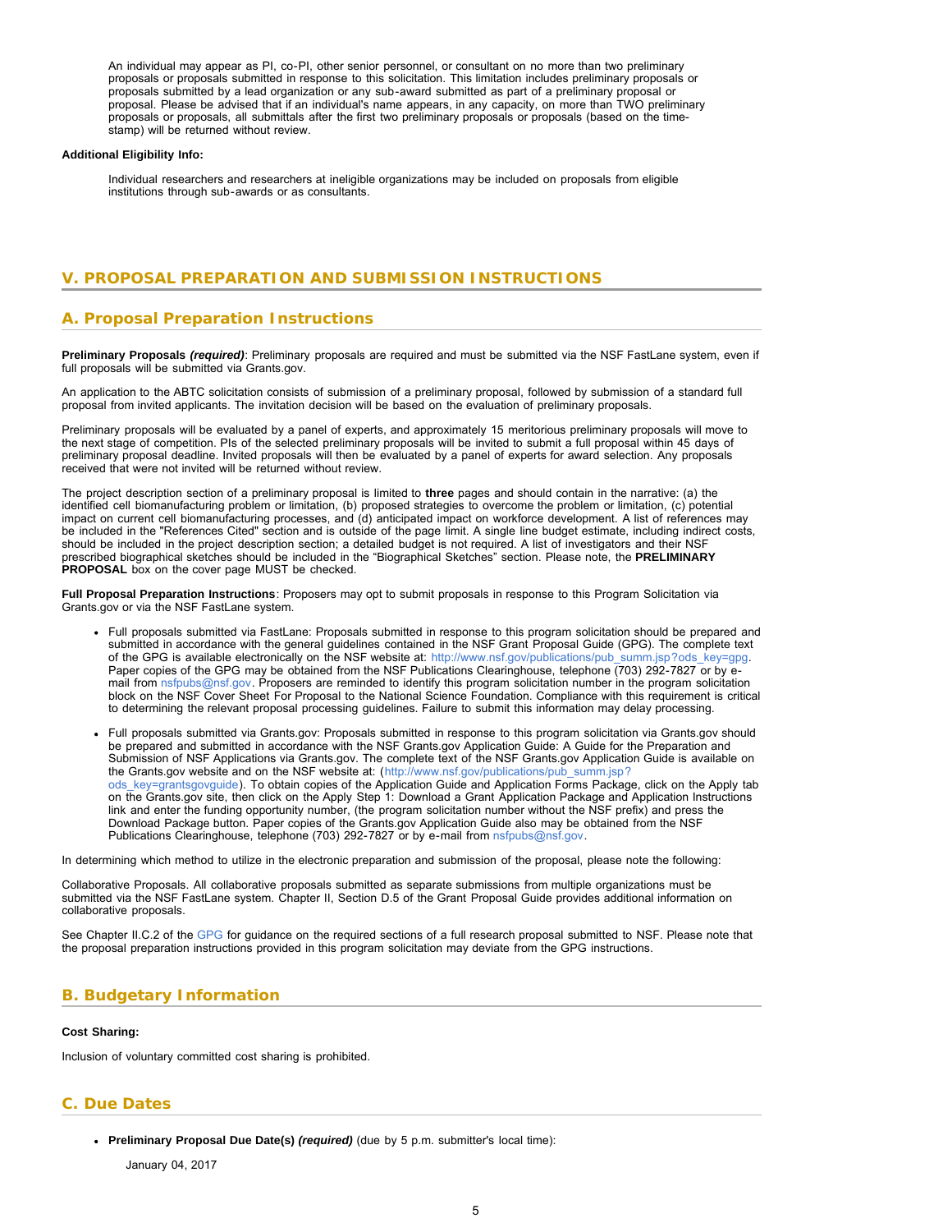An individual may appear as PI, co-PI, other senior personnel, or consultant on no more than two preliminary proposals or proposals submitted in response to this solicitation. This limitation includes preliminary proposals or proposals submitted by a lead organization or any sub-award submitted as part of a preliminary proposal or proposal. Please be advised that if an individual's name appears, in any capacity, on more than TWO preliminary proposals or proposals, all submittals after the first two preliminary proposals or proposals (based on the time-stamp) will be returned without review.

**Additional Eligibility Info:**

Individual researchers and researchers at ineligible organizations may be included on proposals from eligible institutions through sub-awards or as consultants.

## V. PROPOSAL PREPARATION AND SUBMISSION INSTRUCTIONS

### A. Proposal Preparation Instructions

**Preliminary Proposals *(required)***: Preliminary proposals are required and must be submitted via the NSF FastLane system, even if full proposals will be submitted via Grants.gov.

An application to the ABTC solicitation consists of submission of a preliminary proposal, followed by submission of a standard full proposal from invited applicants. The invitation decision will be based on the evaluation of preliminary proposals.

Preliminary proposals will be evaluated by a panel of experts, and approximately 15 meritorious preliminary proposals will move to the next stage of competition. PIs of the selected preliminary proposals will be invited to submit a full proposal within 45 days of preliminary proposal deadline. Invited proposals will then be evaluated by a panel of experts for award selection. Any proposals received that were not invited will be returned without review.

The project description section of a preliminary proposal is limited to **three** pages and should contain in the narrative: (a) the identified cell biomanufacturing problem or limitation, (b) proposed strategies to overcome the problem or limitation, (c) potential impact on current cell biomanufacturing processes, and (d) anticipated impact on workforce development. A list of references may be included in the "References Cited" section and is outside of the page limit. A single line budget estimate, including indirect costs, should be included in the project description section; a detailed budget is not required. A list of investigators and their NSF prescribed biographical sketches should be included in the “Biographical Sketches” section. Please note, the **PRELIMINARY PROPOSAL** box on the cover page MUST be checked.

**Full Proposal Preparation Instructions**: Proposers may opt to submit proposals in response to this Program Solicitation via Grants.gov or via the NSF FastLane system.

- Full proposals submitted via FastLane: Proposals submitted in response to this program solicitation should be prepared and submitted in accordance with the general guidelines contained in the NSF Grant Proposal Guide (GPG). The complete text of the GPG is available electronically on the NSF website at: http://www.nsf.gov/publications/pub_summ.jsp?ods_key=gpg. Paper copies of the GPG may be obtained from the NSF Publications Clearinghouse, telephone (703) 292-7827 or by e-mail from nsfpubs@nsf.gov. Proposers are reminded to identify this program solicitation number in the program solicitation block on the NSF Cover Sheet For Proposal to the National Science Foundation. Compliance with this requirement is critical to determining the relevant proposal processing guidelines. Failure to submit this information may delay processing.
- Full proposals submitted via Grants.gov: Proposals submitted in response to this program solicitation via Grants.gov should be prepared and submitted in accordance with the NSF Grants.gov Application Guide: A Guide for the Preparation and Submission of NSF Applications via Grants.gov. The complete text of the NSF Grants.gov Application Guide is available on the Grants.gov website and on the NSF website at: (http://www.nsf.gov/publications/pub_summ.jsp?ods_key=grantsgovguide). To obtain copies of the Application Guide and Application Forms Package, click on the Apply tab on the Grants.gov site, then click on the Apply Step 1: Download a Grant Application Package and Application Instructions link and enter the funding opportunity number, (the program solicitation number without the NSF prefix) and press the Download Package button. Paper copies of the Grants.gov Application Guide also may be obtained from the NSF Publications Clearinghouse, telephone (703) 292-7827 or by e-mail from nsfpubs@nsf.gov.

In determining which method to utilize in the electronic preparation and submission of the proposal, please note the following:

Collaborative Proposals. All collaborative proposals submitted as separate submissions from multiple organizations must be submitted via the NSF FastLane system. Chapter II, Section D.5 of the Grant Proposal Guide provides additional information on collaborative proposals.

See Chapter II.C.2 of the GPG for guidance on the required sections of a full research proposal submitted to NSF. Please note that the proposal preparation instructions provided in this program solicitation may deviate from the GPG instructions.

### B. Budgetary Information

**Cost Sharing:**

Inclusion of voluntary committed cost sharing is prohibited.

### C. Due Dates

- **Preliminary Proposal Due Date(s) *(required)*** (due by 5 p.m. submitter's local time):

  January 04, 2017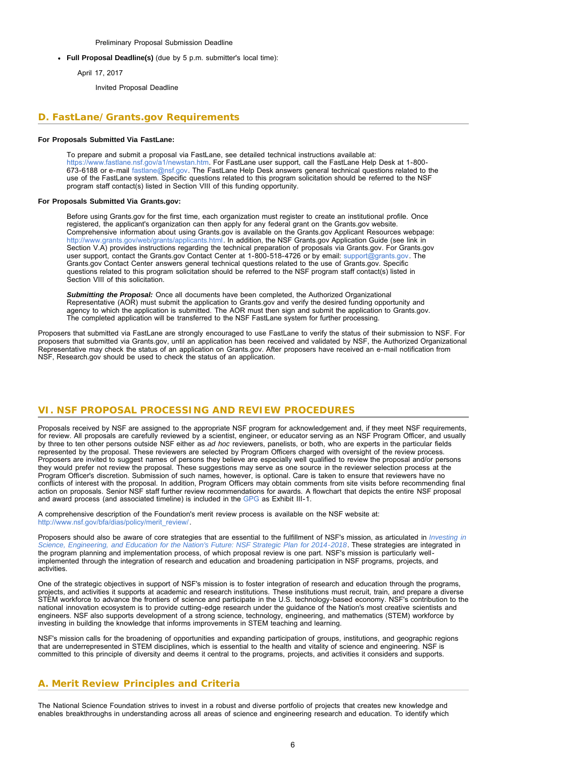Preliminary Proposal Submission Deadline

- **Full Proposal Deadline(s)** (due by 5 p.m. submitter's local time):

  April 17, 2017

  Invited Proposal Deadline

## D. FastLane/Grants.gov Requirements

**For Proposals Submitted Via FastLane:**

> To prepare and submit a proposal via FastLane, see detailed technical instructions available at: https://www.fastlane.nsf.gov/a1/newstan.htm. For FastLane user support, call the FastLane Help Desk at 1-800-673-6188 or e-mail fastlane@nsf.gov. The FastLane Help Desk answers general technical questions related to the use of the FastLane system. Specific questions related to this program solicitation should be referred to the NSF program staff contact(s) listed in Section VIII of this funding opportunity.

**For Proposals Submitted Via Grants.gov:**

> Before using Grants.gov for the first time, each organization must register to create an institutional profile. Once registered, the applicant's organization can then apply for any federal grant on the Grants.gov website. Comprehensive information about using Grants.gov is available on the Grants.gov Applicant Resources webpage: http://www.grants.gov/web/grants/applicants.html. In addition, the NSF Grants.gov Application Guide (see link in Section V.A) provides instructions regarding the technical preparation of proposals via Grants.gov. For Grants.gov user support, contact the Grants.gov Contact Center at 1-800-518-4726 or by email: support@grants.gov. The Grants.gov Contact Center answers general technical questions related to the use of Grants.gov. Specific questions related to this program solicitation should be referred to the NSF program staff contact(s) listed in Section VIII of this solicitation.
>
> ***Submitting the Proposal:*** Once all documents have been completed, the Authorized Organizational Representative (AOR) must submit the application to Grants.gov and verify the desired funding opportunity and agency to which the application is submitted. The AOR must then sign and submit the application to Grants.gov. The completed application will be transferred to the NSF FastLane system for further processing.

Proposers that submitted via FastLane are strongly encouraged to use FastLane to verify the status of their submission to NSF. For proposers that submitted via Grants.gov, until an application has been received and validated by NSF, the Authorized Organizational Representative may check the status of an application on Grants.gov. After proposers have received an e-mail notification from NSF, Research.gov should be used to check the status of an application.

# VI. NSF PROPOSAL PROCESSING AND REVIEW PROCEDURES

Proposals received by NSF are assigned to the appropriate NSF program for acknowledgement and, if they meet NSF requirements, for review. All proposals are carefully reviewed by a scientist, engineer, or educator serving as an NSF Program Officer, and usually by three to ten other persons outside NSF either as *ad hoc* reviewers, panelists, or both, who are experts in the particular fields represented by the proposal. These reviewers are selected by Program Officers charged with oversight of the review process. Proposers are invited to suggest names of persons they believe are especially well qualified to review the proposal and/or persons they would prefer not review the proposal. These suggestions may serve as one source in the reviewer selection process at the Program Officer's discretion. Submission of such names, however, is optional. Care is taken to ensure that reviewers have no conflicts of interest with the proposal. In addition, Program Officers may obtain comments from site visits before recommending final action on proposals. Senior NSF staff further review recommendations for awards. A flowchart that depicts the entire NSF proposal and award process (and associated timeline) is included in the GPG as Exhibit III-1.

A comprehensive description of the Foundation's merit review process is available on the NSF website at: http://www.nsf.gov/bfa/dias/policy/merit_review/.

Proposers should also be aware of core strategies that are essential to the fulfillment of NSF's mission, as articulated in *Investing in Science, Engineering, and Education for the Nation's Future: NSF Strategic Plan for 2014-2018*. These strategies are integrated in the program planning and implementation process, of which proposal review is one part. NSF's mission is particularly well-implemented through the integration of research and education and broadening participation in NSF programs, projects, and activities.

One of the strategic objectives in support of NSF's mission is to foster integration of research and education through the programs, projects, and activities it supports at academic and research institutions. These institutions must recruit, train, and prepare a diverse STEM workforce to advance the frontiers of science and participate in the U.S. technology-based economy. NSF's contribution to the national innovation ecosystem is to provide cutting-edge research under the guidance of the Nation's most creative scientists and engineers. NSF also supports development of a strong science, technology, engineering, and mathematics (STEM) workforce by investing in building the knowledge that informs improvements in STEM teaching and learning.

NSF's mission calls for the broadening of opportunities and expanding participation of groups, institutions, and geographic regions that are underrepresented in STEM disciplines, which is essential to the health and vitality of science and engineering. NSF is committed to this principle of diversity and deems it central to the programs, projects, and activities it considers and supports.

## A. Merit Review Principles and Criteria

The National Science Foundation strives to invest in a robust and diverse portfolio of projects that creates new knowledge and enables breakthroughs in understanding across all areas of science and engineering research and education. To identify which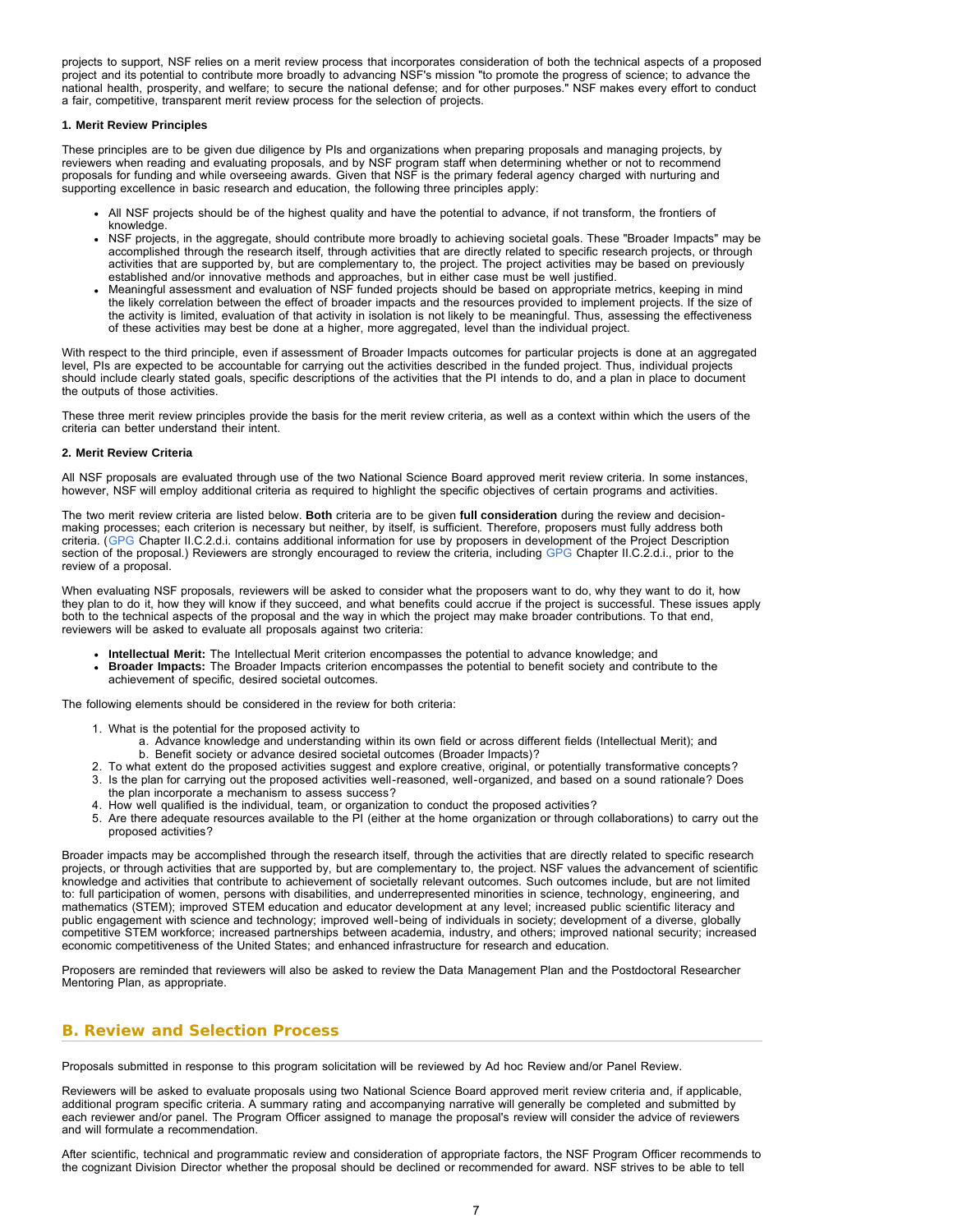projects to support, NSF relies on a merit review process that incorporates consideration of both the technical aspects of a proposed project and its potential to contribute more broadly to advancing NSF's mission "to promote the progress of science; to advance the national health, prosperity, and welfare; to secure the national defense; and for other purposes." NSF makes every effort to conduct a fair, competitive, transparent merit review process for the selection of projects.

**1. Merit Review Principles**

These principles are to be given due diligence by PIs and organizations when preparing proposals and managing projects, by reviewers when reading and evaluating proposals, and by NSF program staff when determining whether or not to recommend proposals for funding and while overseeing awards. Given that NSF is the primary federal agency charged with nurturing and supporting excellence in basic research and education, the following three principles apply:

- All NSF projects should be of the highest quality and have the potential to advance, if not transform, the frontiers of knowledge.
- NSF projects, in the aggregate, should contribute more broadly to achieving societal goals. These "Broader Impacts" may be accomplished through the research itself, through activities that are directly related to specific research projects, or through activities that are supported by, but are complementary to, the project. The project activities may be based on previously established and/or innovative methods and approaches, but in either case must be well justified.
- Meaningful assessment and evaluation of NSF funded projects should be based on appropriate metrics, keeping in mind the likely correlation between the effect of broader impacts and the resources provided to implement projects. If the size of the activity is limited, evaluation of that activity in isolation is not likely to be meaningful. Thus, assessing the effectiveness of these activities may best be done at a higher, more aggregated, level than the individual project.

With respect to the third principle, even if assessment of Broader Impacts outcomes for particular projects is done at an aggregated level, PIs are expected to be accountable for carrying out the activities described in the funded project. Thus, individual projects should include clearly stated goals, specific descriptions of the activities that the PI intends to do, and a plan in place to document the outputs of those activities.

These three merit review principles provide the basis for the merit review criteria, as well as a context within which the users of the criteria can better understand their intent.

**2. Merit Review Criteria**

All NSF proposals are evaluated through use of the two National Science Board approved merit review criteria. In some instances, however, NSF will employ additional criteria as required to highlight the specific objectives of certain programs and activities.

The two merit review criteria are listed below. **Both** criteria are to be given **full consideration** during the review and decision-making processes; each criterion is necessary but neither, by itself, is sufficient. Therefore, proposers must fully address both criteria. (GPG Chapter II.C.2.d.i. contains additional information for use by proposers in development of the Project Description section of the proposal.) Reviewers are strongly encouraged to review the criteria, including GPG Chapter II.C.2.d.i., prior to the review of a proposal.

When evaluating NSF proposals, reviewers will be asked to consider what the proposers want to do, why they want to do it, how they plan to do it, how they will know if they succeed, and what benefits could accrue if the project is successful. These issues apply both to the technical aspects of the proposal and the way in which the project may make broader contributions. To that end, reviewers will be asked to evaluate all proposals against two criteria:

- **Intellectual Merit:** The Intellectual Merit criterion encompasses the potential to advance knowledge; and
- **Broader Impacts:** The Broader Impacts criterion encompasses the potential to benefit society and contribute to the achievement of specific, desired societal outcomes.

The following elements should be considered in the review for both criteria:

1. What is the potential for the proposed activity to
   a. Advance knowledge and understanding within its own field or across different fields (Intellectual Merit); and
   b. Benefit society or advance desired societal outcomes (Broader Impacts)?
2. To what extent do the proposed activities suggest and explore creative, original, or potentially transformative concepts?
3. Is the plan for carrying out the proposed activities well-reasoned, well-organized, and based on a sound rationale? Does the plan incorporate a mechanism to assess success?
4. How well qualified is the individual, team, or organization to conduct the proposed activities?
5. Are there adequate resources available to the PI (either at the home organization or through collaborations) to carry out the proposed activities?

Broader impacts may be accomplished through the research itself, through the activities that are directly related to specific research projects, or through activities that are supported by, but are complementary to, the project. NSF values the advancement of scientific knowledge and activities that contribute to achievement of societally relevant outcomes. Such outcomes include, but are not limited to: full participation of women, persons with disabilities, and underrepresented minorities in science, technology, engineering, and mathematics (STEM); improved STEM education and educator development at any level; increased public scientific literacy and public engagement with science and technology; improved well-being of individuals in society; development of a diverse, globally competitive STEM workforce; increased partnerships between academia, industry, and others; improved national security; increased economic competitiveness of the United States; and enhanced infrastructure for research and education.

Proposers are reminded that reviewers will also be asked to review the Data Management Plan and the Postdoctoral Researcher Mentoring Plan, as appropriate.

## B. Review and Selection Process

Proposals submitted in response to this program solicitation will be reviewed by Ad hoc Review and/or Panel Review.

Reviewers will be asked to evaluate proposals using two National Science Board approved merit review criteria and, if applicable, additional program specific criteria. A summary rating and accompanying narrative will generally be completed and submitted by each reviewer and/or panel. The Program Officer assigned to manage the proposal's review will consider the advice of reviewers and will formulate a recommendation.

After scientific, technical and programmatic review and consideration of appropriate factors, the NSF Program Officer recommends to the cognizant Division Director whether the proposal should be declined or recommended for award. NSF strives to be able to tell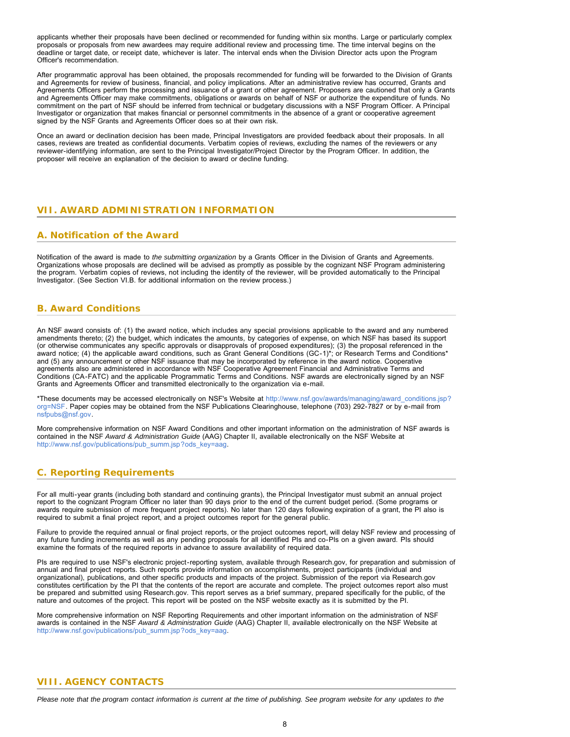applicants whether their proposals have been declined or recommended for funding within six months. Large or particularly complex proposals or proposals from new awardees may require additional review and processing time. The time interval begins on the deadline or target date, or receipt date, whichever is later. The interval ends when the Division Director acts upon the Program Officer's recommendation.

After programmatic approval has been obtained, the proposals recommended for funding will be forwarded to the Division of Grants and Agreements for review of business, financial, and policy implications. After an administrative review has occurred, Grants and Agreements Officers perform the processing and issuance of a grant or other agreement. Proposers are cautioned that only a Grants and Agreements Officer may make commitments, obligations or awards on behalf of NSF or authorize the expenditure of funds. No commitment on the part of NSF should be inferred from technical or budgetary discussions with a NSF Program Officer. A Principal Investigator or organization that makes financial or personnel commitments in the absence of a grant or cooperative agreement signed by the NSF Grants and Agreements Officer does so at their own risk.

Once an award or declination decision has been made, Principal Investigators are provided feedback about their proposals. In all cases, reviews are treated as confidential documents. Verbatim copies of reviews, excluding the names of the reviewers or any reviewer-identifying information, are sent to the Principal Investigator/Project Director by the Program Officer. In addition, the proposer will receive an explanation of the decision to award or decline funding.

## VII. AWARD ADMINISTRATION INFORMATION

### A. Notification of the Award

Notification of the award is made to *the submitting organization* by a Grants Officer in the Division of Grants and Agreements. Organizations whose proposals are declined will be advised as promptly as possible by the cognizant NSF Program administering the program. Verbatim copies of reviews, not including the identity of the reviewer, will be provided automatically to the Principal Investigator. (See Section VI.B. for additional information on the review process.)

### B. Award Conditions

An NSF award consists of: (1) the award notice, which includes any special provisions applicable to the award and any numbered amendments thereto; (2) the budget, which indicates the amounts, by categories of expense, on which NSF has based its support (or otherwise communicates any specific approvals or disapprovals of proposed expenditures); (3) the proposal referenced in the award notice; (4) the applicable award conditions, such as Grant General Conditions (GC-1)*; or Research Terms and Conditions* and (5) any announcement or other NSF issuance that may be incorporated by reference in the award notice. Cooperative agreements also are administered in accordance with NSF Cooperative Agreement Financial and Administrative Terms and Conditions (CA-FATC) and the applicable Programmatic Terms and Conditions. NSF awards are electronically signed by an NSF Grants and Agreements Officer and transmitted electronically to the organization via e-mail.

*These documents may be accessed electronically on NSF's Website at http://www.nsf.gov/awards/managing/award_conditions.jsp?org=NSF. Paper copies may be obtained from the NSF Publications Clearinghouse, telephone (703) 292-7827 or by e-mail from nsfpubs@nsf.gov.

More comprehensive information on NSF Award Conditions and other important information on the administration of NSF awards is contained in the NSF *Award & Administration Guide* (AAG) Chapter II, available electronically on the NSF Website at http://www.nsf.gov/publications/pub_summ.jsp?ods_key=aag.

### C. Reporting Requirements

For all multi-year grants (including both standard and continuing grants), the Principal Investigator must submit an annual project report to the cognizant Program Officer no later than 90 days prior to the end of the current budget period. (Some programs or awards require submission of more frequent project reports). No later than 120 days following expiration of a grant, the PI also is required to submit a final project report, and a project outcomes report for the general public.

Failure to provide the required annual or final project reports, or the project outcomes report, will delay NSF review and processing of any future funding increments as well as any pending proposals for all identified PIs and co-PIs on a given award. PIs should examine the formats of the required reports in advance to assure availability of required data.

PIs are required to use NSF's electronic project-reporting system, available through Research.gov, for preparation and submission of annual and final project reports. Such reports provide information on accomplishments, project participants (individual and organizational), publications, and other specific products and impacts of the project. Submission of the report via Research.gov constitutes certification by the PI that the contents of the report are accurate and complete. The project outcomes report also must be prepared and submitted using Research.gov. This report serves as a brief summary, prepared specifically for the public, of the nature and outcomes of the project. This report will be posted on the NSF website exactly as it is submitted by the PI.

More comprehensive information on NSF Reporting Requirements and other important information on the administration of NSF awards is contained in the NSF *Award & Administration Guide* (AAG) Chapter II, available electronically on the NSF Website at http://www.nsf.gov/publications/pub_summ.jsp?ods_key=aag.

## VIII. AGENCY CONTACTS

*Please note that the program contact information is current at the time of publishing. See program website for any updates to the*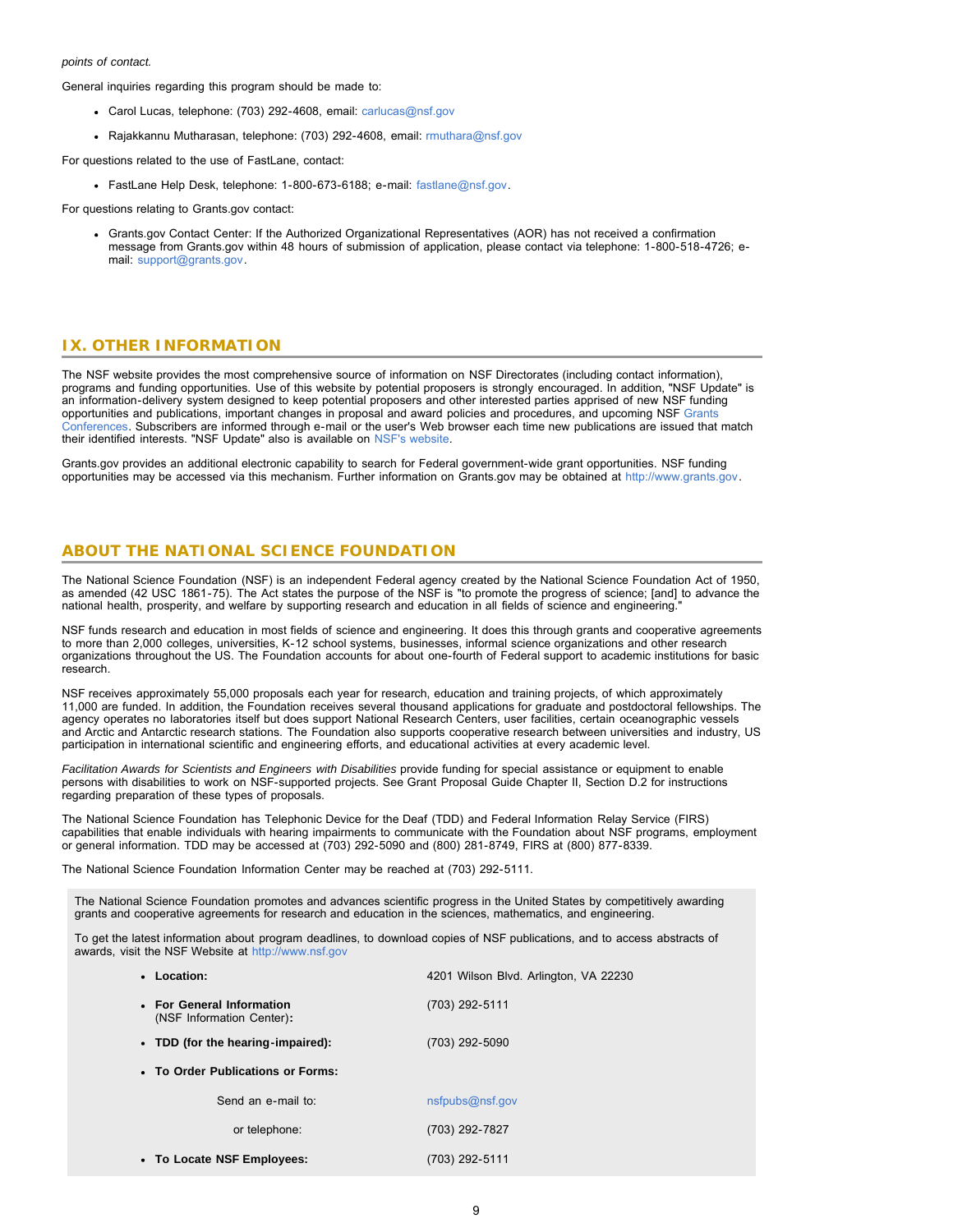*points of contact.*

General inquiries regarding this program should be made to:

- Carol Lucas, telephone: (703) 292-4608, email: carlucas@nsf.gov
- Rajakkannu Mutharasan, telephone: (703) 292-4608, email: rmuthara@nsf.gov

For questions related to the use of FastLane, contact:

- FastLane Help Desk, telephone: 1-800-673-6188; e-mail: fastlane@nsf.gov.

For questions relating to Grants.gov contact:

- Grants.gov Contact Center: If the Authorized Organizational Representatives (AOR) has not received a confirmation message from Grants.gov within 48 hours of submission of application, please contact via telephone: 1-800-518-4726; e-mail: support@grants.gov.

## IX. OTHER INFORMATION

The NSF website provides the most comprehensive source of information on NSF Directorates (including contact information), programs and funding opportunities. Use of this website by potential proposers is strongly encouraged. In addition, "NSF Update" is an information-delivery system designed to keep potential proposers and other interested parties apprised of new NSF funding opportunities and publications, important changes in proposal and award policies and procedures, and upcoming NSF Grants Conferences. Subscribers are informed through e-mail or the user's Web browser each time new publications are issued that match their identified interests. "NSF Update" also is available on NSF's website.

Grants.gov provides an additional electronic capability to search for Federal government-wide grant opportunities. NSF funding opportunities may be accessed via this mechanism. Further information on Grants.gov may be obtained at http://www.grants.gov.

## ABOUT THE NATIONAL SCIENCE FOUNDATION

The National Science Foundation (NSF) is an independent Federal agency created by the National Science Foundation Act of 1950, as amended (42 USC 1861-75). The Act states the purpose of the NSF is "to promote the progress of science; [and] to advance the national health, prosperity, and welfare by supporting research and education in all fields of science and engineering."

NSF funds research and education in most fields of science and engineering. It does this through grants and cooperative agreements to more than 2,000 colleges, universities, K-12 school systems, businesses, informal science organizations and other research organizations throughout the US. The Foundation accounts for about one-fourth of Federal support to academic institutions for basic research.

NSF receives approximately 55,000 proposals each year for research, education and training projects, of which approximately 11,000 are funded. In addition, the Foundation receives several thousand applications for graduate and postdoctoral fellowships. The agency operates no laboratories itself but does support National Research Centers, user facilities, certain oceanographic vessels and Arctic and Antarctic research stations. The Foundation also supports cooperative research between universities and industry, US participation in international scientific and engineering efforts, and educational activities at every academic level.

*Facilitation Awards for Scientists and Engineers with Disabilities* provide funding for special assistance or equipment to enable persons with disabilities to work on NSF-supported projects. See Grant Proposal Guide Chapter II, Section D.2 for instructions regarding preparation of these types of proposals.

The National Science Foundation has Telephonic Device for the Deaf (TDD) and Federal Information Relay Service (FIRS) capabilities that enable individuals with hearing impairments to communicate with the Foundation about NSF programs, employment or general information. TDD may be accessed at (703) 292-5090 and (800) 281-8749, FIRS at (800) 877-8339.

The National Science Foundation Information Center may be reached at (703) 292-5111.

The National Science Foundation promotes and advances scientific progress in the United States by competitively awarding grants and cooperative agreements for research and education in the sciences, mathematics, and engineering.

To get the latest information about program deadlines, to download copies of NSF publications, and to access abstracts of awards, visit the NSF Website at http://www.nsf.gov

- **Location:** 4201 Wilson Blvd. Arlington, VA 22230
- **For General Information** (NSF Information Center)**:** (703) 292-5111
- **TDD (for the hearing-impaired):** (703) 292-5090
- **To Order Publications or Forms:**
  - Send an e-mail to: nsfpubs@nsf.gov
  - or telephone: (703) 292-7827
- **To Locate NSF Employees:** (703) 292-5111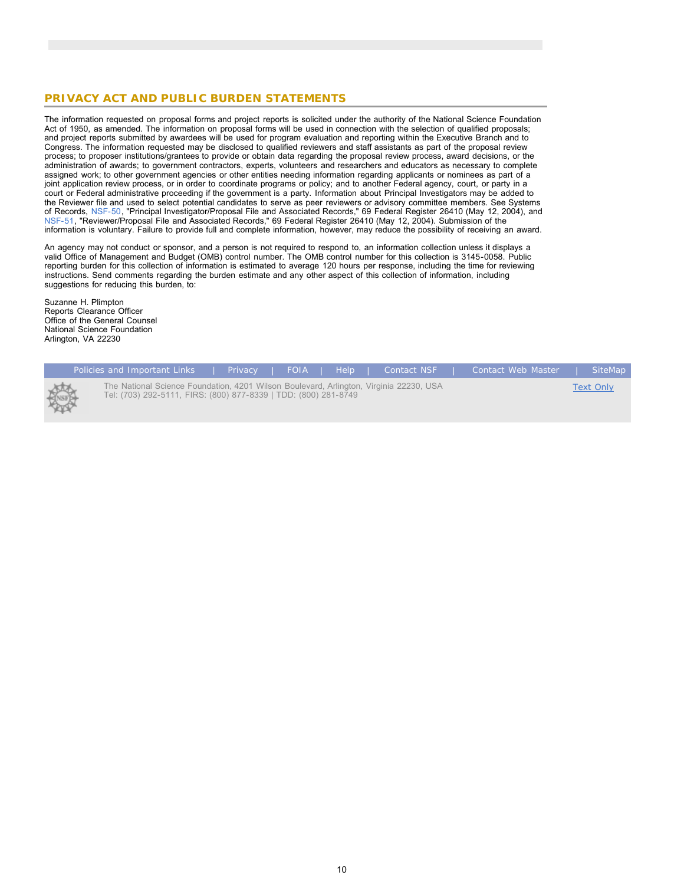## PRIVACY ACT AND PUBLIC BURDEN STATEMENTS

The information requested on proposal forms and project reports is solicited under the authority of the National Science Foundation Act of 1950, as amended. The information on proposal forms will be used in connection with the selection of qualified proposals; and project reports submitted by awardees will be used for program evaluation and reporting within the Executive Branch and to Congress. The information requested may be disclosed to qualified reviewers and staff assistants as part of the proposal review process; to proposer institutions/grantees to provide or obtain data regarding the proposal review process, award decisions, or the administration of awards; to government contractors, experts, volunteers and researchers and educators as necessary to complete assigned work; to other government agencies or other entities needing information regarding applicants or nominees as part of a joint application review process, or in order to coordinate programs or policy; and to another Federal agency, court, or party in a court or Federal administrative proceeding if the government is a party. Information about Principal Investigators may be added to the Reviewer file and used to select potential candidates to serve as peer reviewers or advisory committee members. See Systems of Records, NSF-50, "Principal Investigator/Proposal File and Associated Records," 69 Federal Register 26410 (May 12, 2004), and NSF-51, "Reviewer/Proposal File and Associated Records," 69 Federal Register 26410 (May 12, 2004). Submission of the information is voluntary. Failure to provide full and complete information, however, may reduce the possibility of receiving an award.

An agency may not conduct or sponsor, and a person is not required to respond to, an information collection unless it displays a valid Office of Management and Budget (OMB) control number. The OMB control number for this collection is 3145-0058. Public reporting burden for this collection of information is estimated to average 120 hours per response, including the time for reviewing instructions. Send comments regarding the burden estimate and any other aspect of this collection of information, including suggestions for reducing this burden, to:

Suzanne H. Plimpton  
Reports Clearance Officer  
Office of the General Counsel  
National Science Foundation  
Arlington, VA 22230

Policies and Important Links | Privacy | FOIA | Help | Contact NSF | Contact Web Master | SiteMap

The National Science Foundation, 4201 Wilson Boulevard, Arlington, Virginia 22230, USA  
Tel: (703) 292-5111, FIRS: (800) 877-8339 | TDD: (800) 281-8749

Text Only